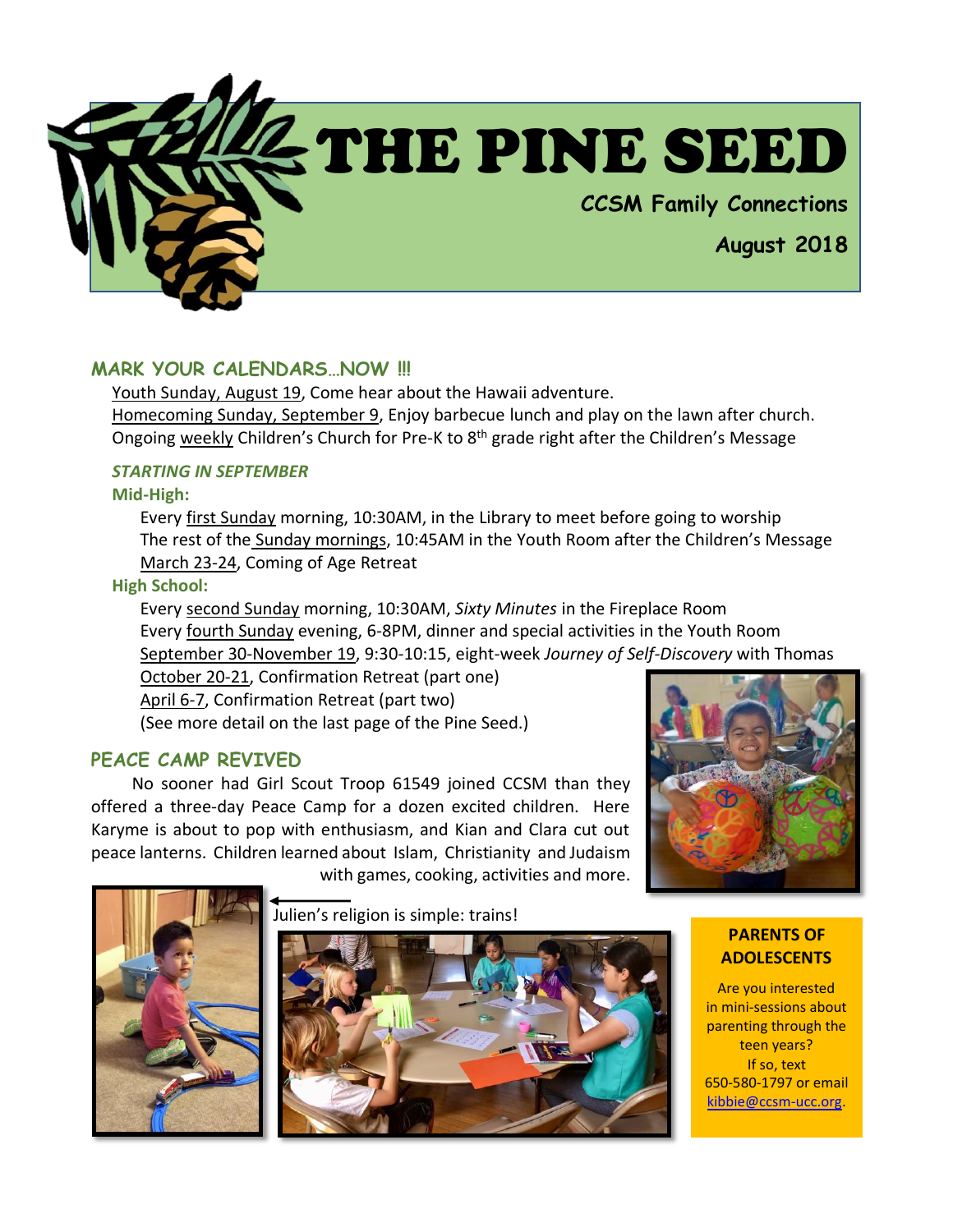# THE PINE SEED

**CCSM Family Connections**

**August 2018**

## MARK YOUR CALENDARS…NOW !!!

Youth Sunday, August 19, Come hear about the Hawaii adventure.
Homecoming Sunday, September 9, Enjoy barbecue lunch and play on the lawn after church.
Ongoing weekly Children's Church for Pre-K to 8th grade right after the Children's Message

### *STARTING IN SEPTEMBER*

**Mid-High:**

Every first Sunday morning, 10:30AM, in the Library to meet before going to worship
The rest of the Sunday mornings, 10:45AM in the Youth Room after the Children's Message
March 23-24, Coming of Age Retreat

**High School:**

Every second Sunday morning, 10:30AM, *Sixty Minutes* in the Fireplace Room
Every fourth Sunday evening, 6-8PM, dinner and special activities in the Youth Room
September 30-November 19, 9:30-10:15, eight-week *Journey of Self-Discovery* with Thomas
October 20-21, Confirmation Retreat (part one)
April 6-7, Confirmation Retreat (part two)
(See more detail on the last page of the Pine Seed.)

## PEACE CAMP REVIVED

No sooner had Girl Scout Troop 61549 joined CCSM than they offered a three-day Peace Camp for a dozen excited children. Here Karyme is about to pop with enthusiasm, and Kian and Clara cut out peace lanterns. Children learned about Islam, Christianity and Judaism with games, cooking, activities and more.

Julien's religion is simple: trains!

**PARENTS OF ADOLESCENTS**

Are you interested in mini-sessions about parenting through the teen years? If so, text 650-580-1797 or email kibbie@ccsm-ucc.org.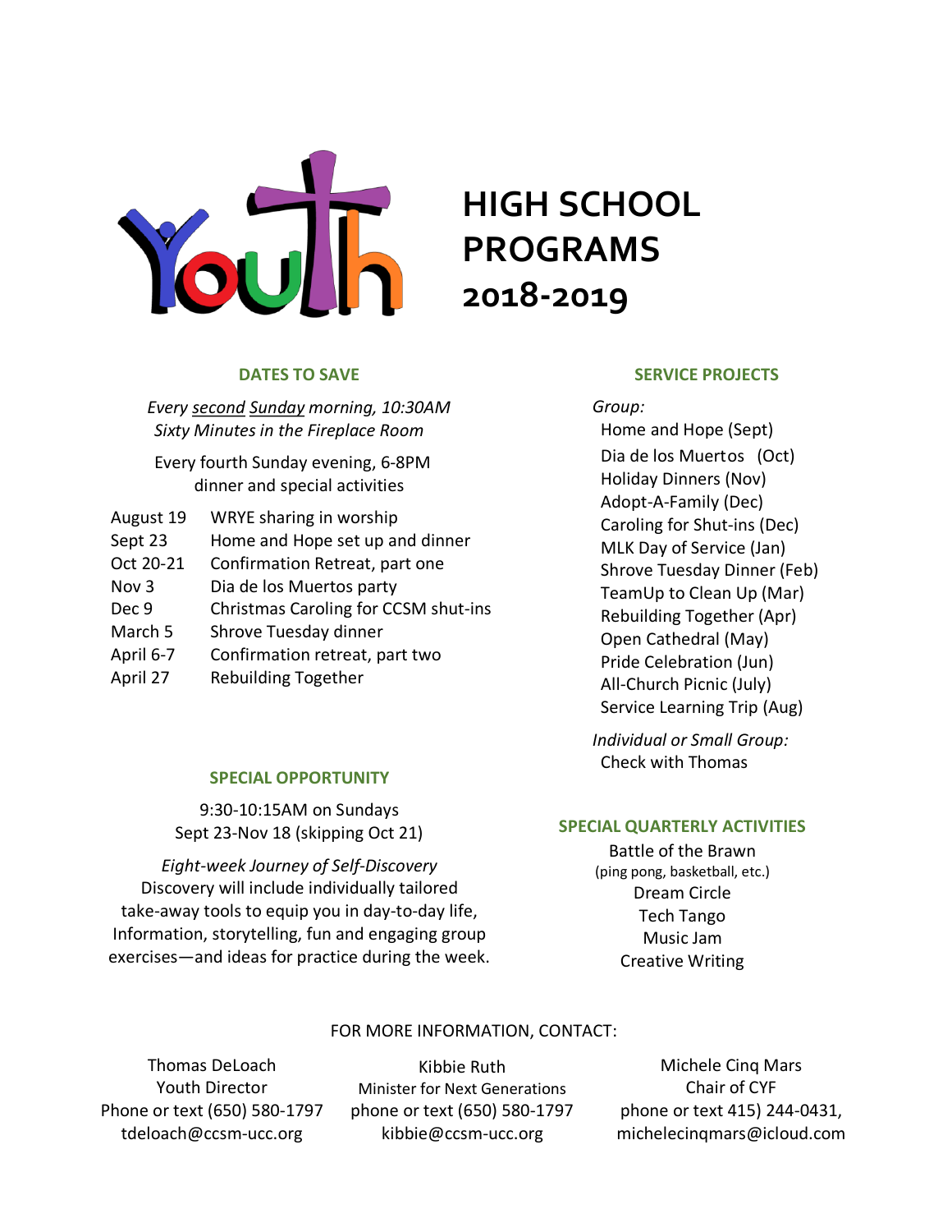# HIGH SCHOOL PROGRAMS 2018-2019

## DATES TO SAVE

*Every second Sunday morning, 10:30AM*
*Sixty Minutes in the Fireplace Room*

Every fourth Sunday evening, 6-8PM
dinner and special activities

| | |
|---|---|
| August 19 | WRYE sharing in worship |
| Sept 23 | Home and Hope set up and dinner |
| Oct 20-21 | Confirmation Retreat, part one |
| Nov 3 | Dia de los Muertos party |
| Dec 9 | Christmas Caroling for CCSM shut-ins |
| March 5 | Shrove Tuesday dinner |
| April 6-7 | Confirmation retreat, part two |
| April 27 | Rebuilding Together |

## SPECIAL OPPORTUNITY

9:30-10:15AM on Sundays
Sept 23-Nov 18 (skipping Oct 21)

*Eight-week Journey of Self-Discovery*
Discovery will include individually tailored take-away tools to equip you in day-to-day life, Information, storytelling, fun and engaging group exercises—and ideas for practice during the week.

## SERVICE PROJECTS

*Group:*

- Home and Hope (Sept)
- Dia de los Muertos (Oct)
- Holiday Dinners (Nov)
- Adopt-A-Family (Dec)
- Caroling for Shut-ins (Dec)
- MLK Day of Service (Jan)
- Shrove Tuesday Dinner (Feb)
- TeamUp to Clean Up (Mar)
- Rebuilding Together (Apr)
- Open Cathedral (May)
- Pride Celebration (Jun)
- All-Church Picnic (July)
- Service Learning Trip (Aug)

*Individual or Small Group:*
Check with Thomas

## SPECIAL QUARTERLY ACTIVITIES

Battle of the Brawn
(ping pong, basketball, etc.)
Dream Circle
Tech Tango
Music Jam
Creative Writing

FOR MORE INFORMATION, CONTACT:

Thomas DeLoach
Youth Director
Phone or text (650) 580-1797
tdeloach@ccsm-ucc.org

Kibbie Ruth
Minister for Next Generations
phone or text (650) 580-1797
kibbie@ccsm-ucc.org

Michele Cinq Mars
Chair of CYF
phone or text 415) 244-0431,
michelecinqmars@icloud.com